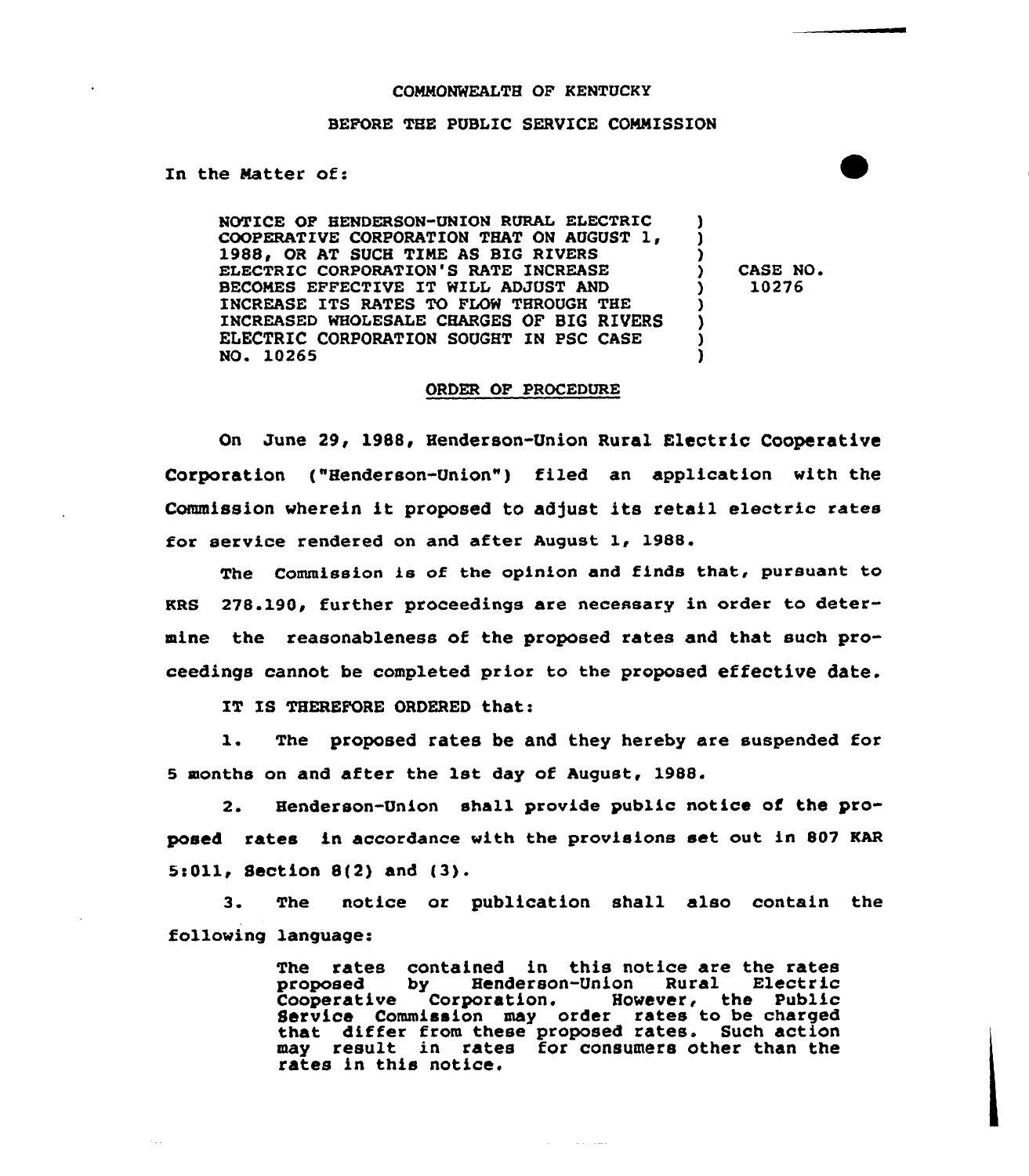COMMONWEALTH OF KENTUCKY

BEFORE THE PUBLIC SERVICE COMMISSION

In the Matter of:

| | | |
|---|---|---|
| NOTICE OF HENDERSON-UNION RURAL ELECTRIC COOPERATIVE CORPORATION THAT ON AUGUST 1, 1988, OR AT SUCH TIME AS BIG RIVERS ELECTRIC CORPORATION'S RATE INCREASE BECOMES EFFECTIVE IT WILL ADJUST AND INCREASE ITS RATES TO FLOW THROUGH THE INCREASED WHOLESALE CHARGES OF BIG RIVERS ELECTRIC CORPORATION SOUGHT IN PSC CASE NO. 10265 | ) | CASE NO. 10276 |

ORDER OF PROCEDURE

On June 29, 1988, Henderson-Union Rural Electric Cooperative Corporation ("Henderson-Union") filed an application with the Commission wherein it proposed to adjust its retail electric rates for service rendered on and after August 1, 1988.

The Commission is of the opinion and finds that, pursuant to KRS 278.190, further proceedings are necessary in order to determine the reasonableness of the proposed rates and that such proceedings cannot be completed prior to the proposed effective date.

IT IS THEREFORE ORDERED that:

1. The proposed rates be and they hereby are suspended for 5 months on and after the 1st day of August, 1988.

2. Henderson-Union shall provide public notice of the proposed rates in accordance with the provisions set out in 807 KAR 5:011, Section 8(2) and (3).

3. The notice or publication shall also contain the following language:

> The rates contained in this notice are the rates proposed by Henderson-Union Rural Electric Cooperative Corporation. However, the Public Service Commission may order rates to be charged that differ from these proposed rates. Such action may result in rates for consumers other than the rates in this notice.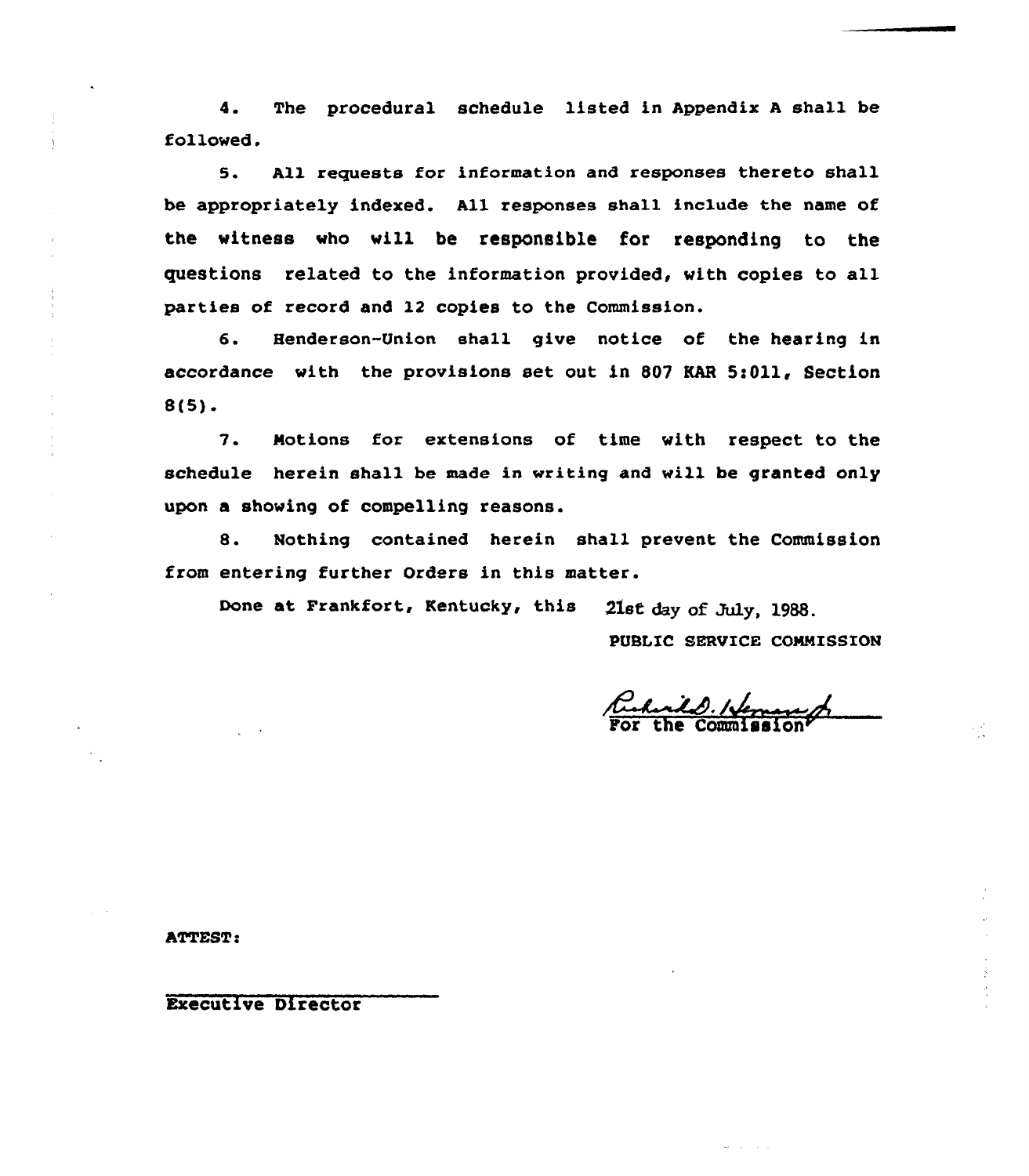4. The procedural schedule listed in Appendix A shall be followed.

5. All requests for information and responses thereto shall be appropriately indexed. All responses shall include the name of the witness who will be responsible for responding to the questions related to the information provided, with copies to all parties of record and 12 copies to the Commission.

6. Henderson-Union shall give notice of the hearing in accordance with the provisions set out in 807 KAR 5:011, Section 8(5).

7. Motions for extensions of time with respect to the schedule herein shall be made in writing and will be granted only upon a showing of compelling reasons.

8. Nothing contained herein shall prevent the Commission from entering further Orders in this matter.

Done at Frankfort, Kentucky, this 21st day of July, 1988.

PUBLIC SERVICE COMMISSION

For the Commission

ATTEST:

Executive Director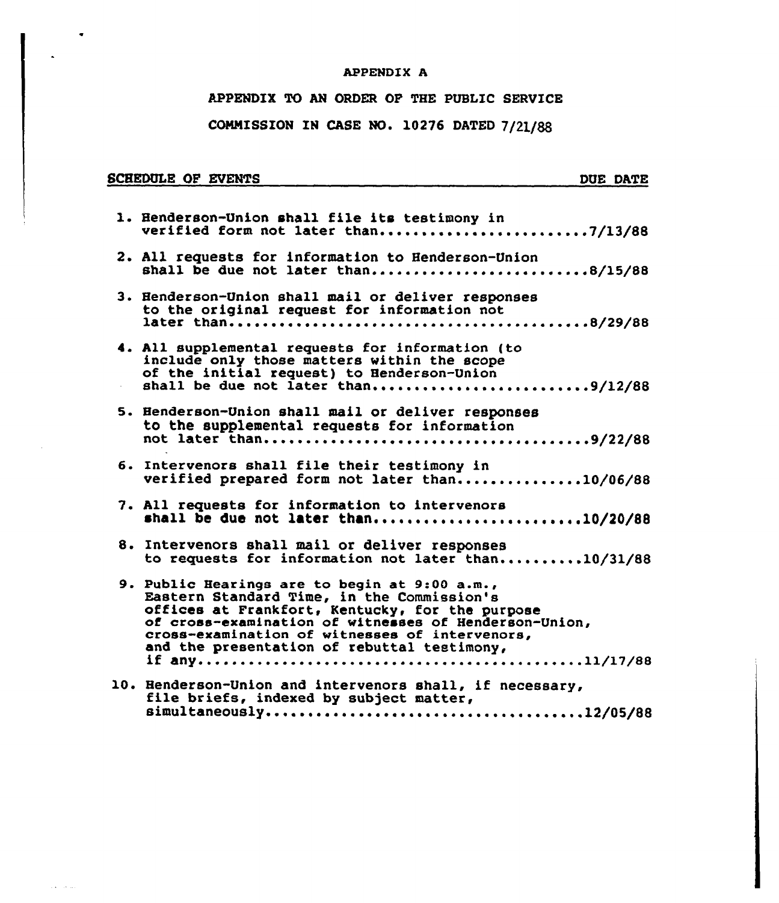APPENDIX A

APPENDIX TO AN ORDER OF THE PUBLIC SERVICE

COMMISSION IN CASE NO. 10276 DATED 7/21/88

| SCHEDULE OF EVENTS | DUE DATE |
|---|---|
| 1. Henderson-Union shall file its testimony in verified form not later than | 7/13/88 |
| 2. All requests for information to Henderson-Union shall be due not later than | 8/15/88 |
| 3. Henderson-Union shall mail or deliver responses to the original request for information not later than | 8/29/88 |
| 4. All supplemental requests for information (to include only those matters within the scope of the initial request) to Henderson-Union shall be due not later than | 9/12/88 |
| 5. Henderson-Union shall mail or deliver responses to the supplemental requests for information not later than | 9/22/88 |
| 6. Intervenors shall file their testimony in verified prepared form not later than | 10/06/88 |
| 7. All requests for information to intervenors shall be due not later than | 10/20/88 |
| 8. Intervenors shall mail or deliver responses to requests for information not later than | 10/31/88 |
| 9. Public Hearings are to begin at 9:00 a.m., Eastern Standard Time, in the Commission's offices at Frankfort, Kentucky, for the purpose of cross-examination of witnesses of Henderson-Union, cross-examination of witnesses of intervenors, and the presentation of rebuttal testimony, if any | 11/17/88 |
| 10. Henderson-Union and intervenors shall, if necessary, file briefs, indexed by subject matter, simultaneously | 12/05/88 |